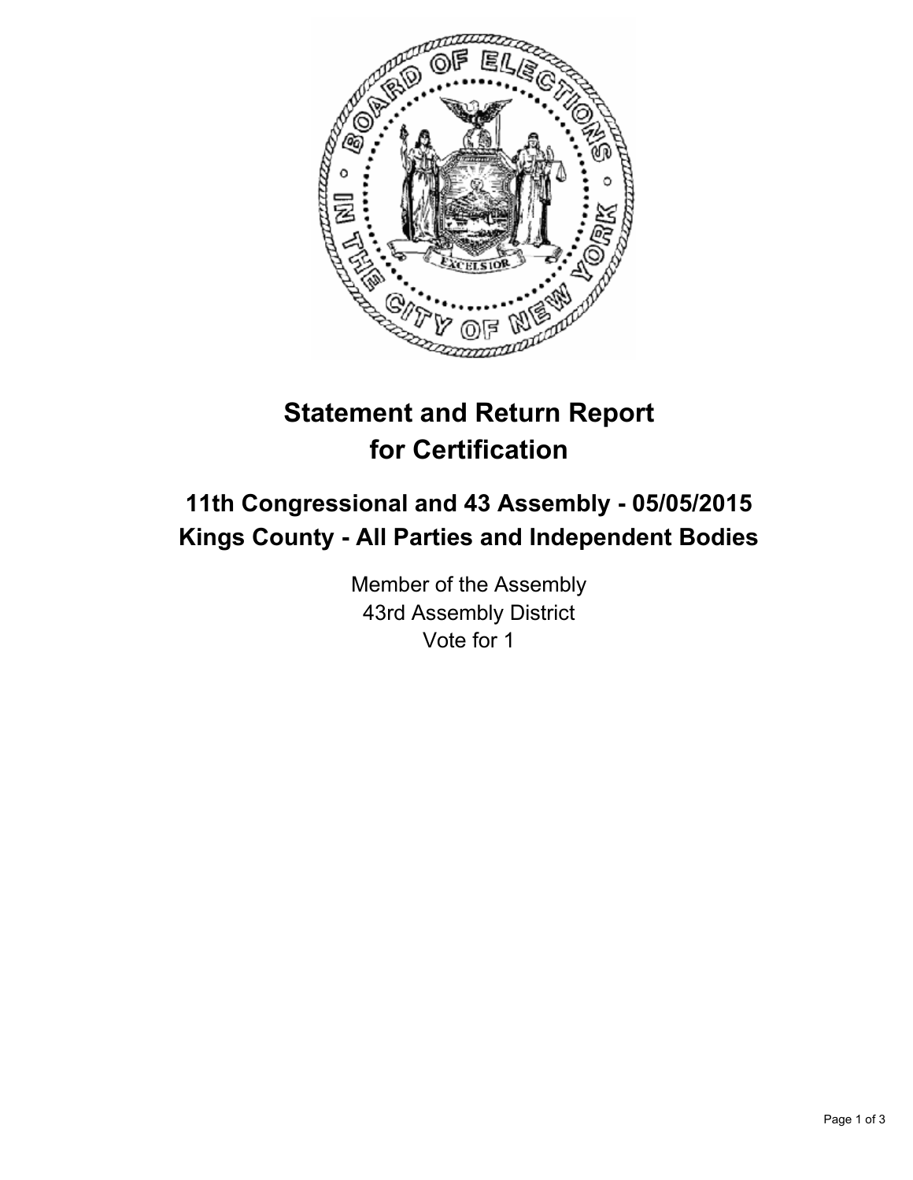# Statement and Return Report for Certification

## 11th Congressional and 43 Assembly - 05/05/2015
## Kings County - All Parties and Independent Bodies

Member of the Assembly
43rd Assembly District
Vote for 1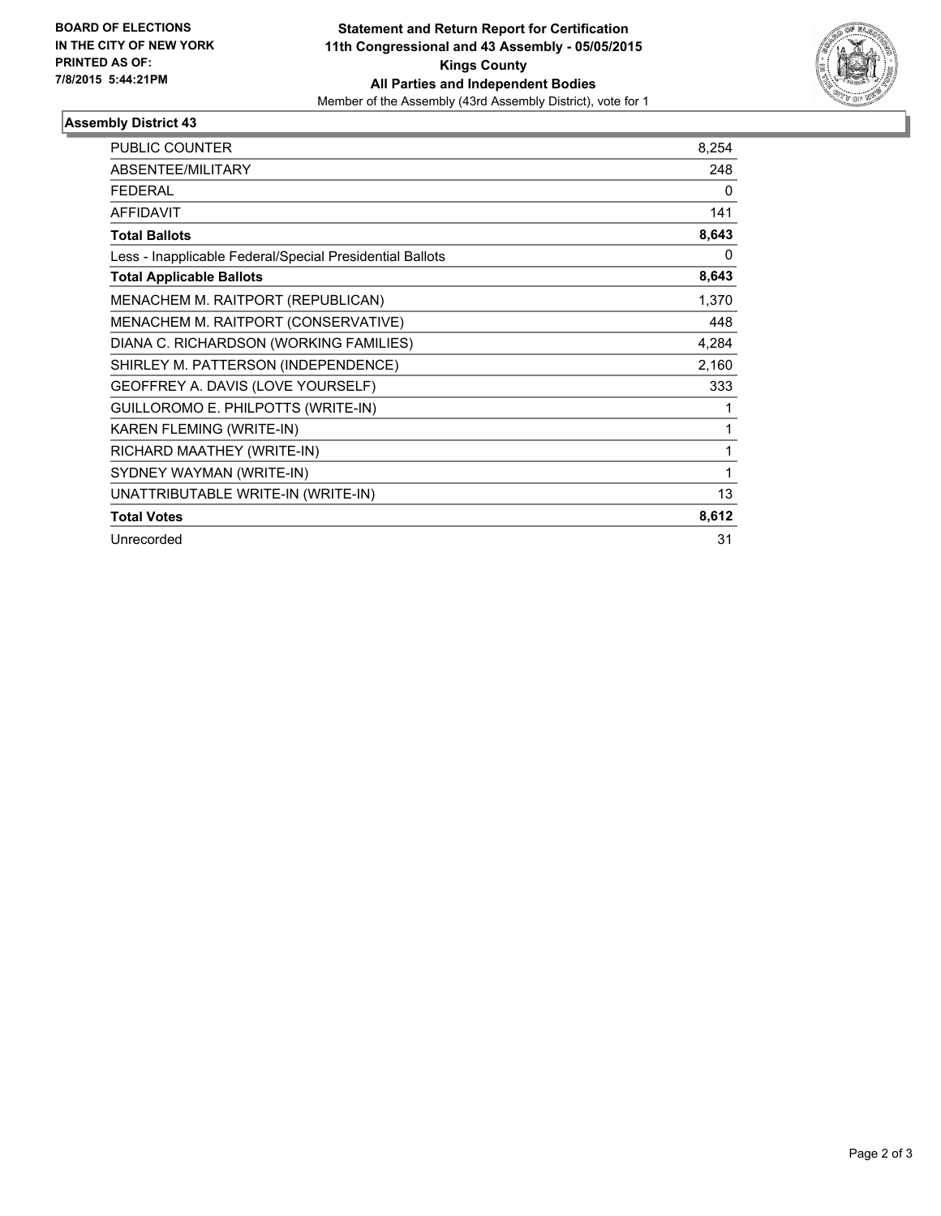**BOARD OF ELECTIONS IN THE CITY OF NEW YORK PRINTED AS OF: 7/8/2015 5:44:21PM**

**Statement and Return Report for Certification**
**11th Congressional and 43 Assembly - 05/05/2015**
**Kings County**
**All Parties and Independent Bodies**
Member of the Assembly (43rd Assembly District), vote for 1

## Assembly District 43

| | |
|---|---|
| PUBLIC COUNTER | 8,254 |
| ABSENTEE/MILITARY | 248 |
| FEDERAL | 0 |
| AFFIDAVIT | 141 |
| **Total Ballots** | **8,643** |
| Less - Inapplicable Federal/Special Presidential Ballots | 0 |
| **Total Applicable Ballots** | **8,643** |
| MENACHEM M. RAITPORT (REPUBLICAN) | 1,370 |
| MENACHEM M. RAITPORT (CONSERVATIVE) | 448 |
| DIANA C. RICHARDSON (WORKING FAMILIES) | 4,284 |
| SHIRLEY M. PATTERSON (INDEPENDENCE) | 2,160 |
| GEOFFREY A. DAVIS (LOVE YOURSELF) | 333 |
| GUILLOROMO E. PHILPOTTS (WRITE-IN) | 1 |
| KAREN FLEMING (WRITE-IN) | 1 |
| RICHARD MAATHEY (WRITE-IN) | 1 |
| SYDNEY WAYMAN (WRITE-IN) | 1 |
| UNATTRIBUTABLE WRITE-IN (WRITE-IN) | 13 |
| **Total Votes** | **8,612** |
| Unrecorded | 31 |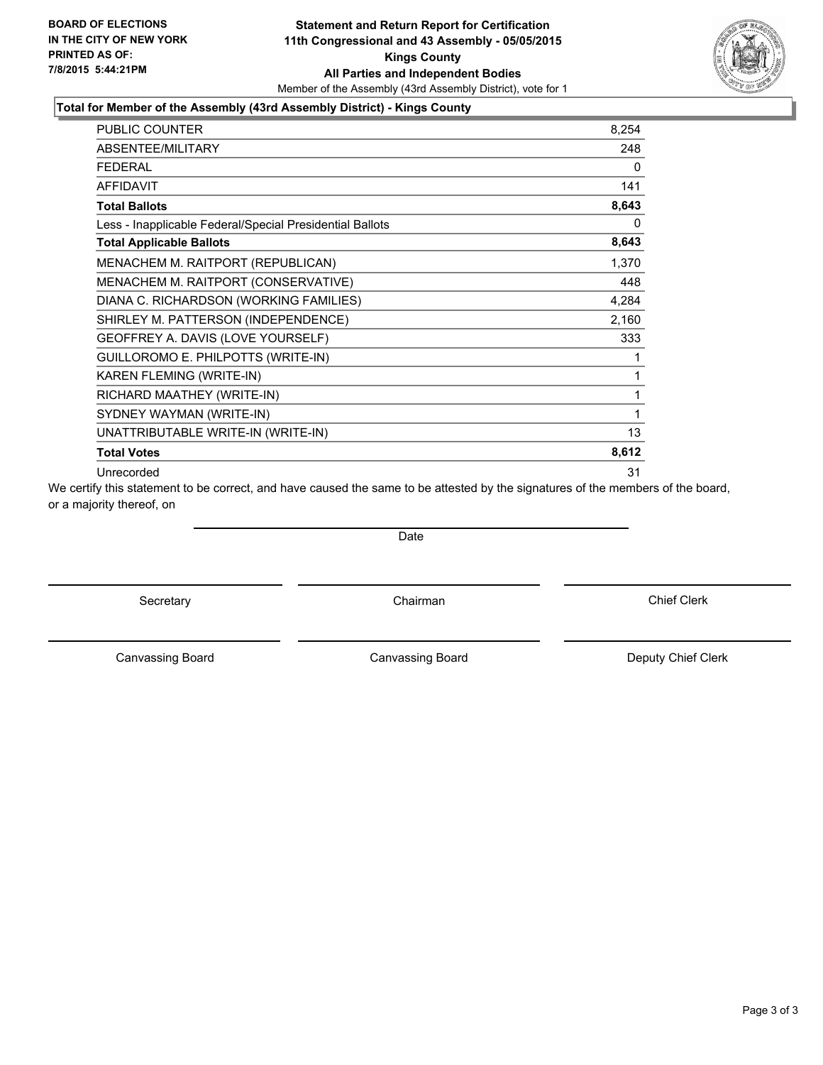**BOARD OF ELECTIONS IN THE CITY OF NEW YORK PRINTED AS OF: 7/8/2015 5:44:21PM**

**Statement and Return Report for Certification**
**11th Congressional and 43 Assembly - 05/05/2015**
**Kings County**
**All Parties and Independent Bodies**
Member of the Assembly (43rd Assembly District), vote for 1

**Total for Member of the Assembly (43rd Assembly District) - Kings County**

| | |
|---|---|
| PUBLIC COUNTER | 8,254 |
| ABSENTEE/MILITARY | 248 |
| FEDERAL | 0 |
| AFFIDAVIT | 141 |
| **Total Ballots** | **8,643** |
| Less - Inapplicable Federal/Special Presidential Ballots | 0 |
| **Total Applicable Ballots** | **8,643** |
| MENACHEM M. RAITPORT (REPUBLICAN) | 1,370 |
| MENACHEM M. RAITPORT (CONSERVATIVE) | 448 |
| DIANA C. RICHARDSON (WORKING FAMILIES) | 4,284 |
| SHIRLEY M. PATTERSON (INDEPENDENCE) | 2,160 |
| GEOFFREY A. DAVIS (LOVE YOURSELF) | 333 |
| GUILLOROMO E. PHILPOTTS (WRITE-IN) | 1 |
| KAREN FLEMING (WRITE-IN) | 1 |
| RICHARD MAATHEY (WRITE-IN) | 1 |
| SYDNEY WAYMAN (WRITE-IN) | 1 |
| UNATTRIBUTABLE WRITE-IN (WRITE-IN) | 13 |
| **Total Votes** | **8,612** |
| Unrecorded | 31 |

We certify this statement to be correct, and have caused the same to be attested by the signatures of the members of the board, or a majority thereof, on

Date

Secretary | Chairman | Chief Clerk

Canvassing Board | Canvassing Board | Deputy Chief Clerk